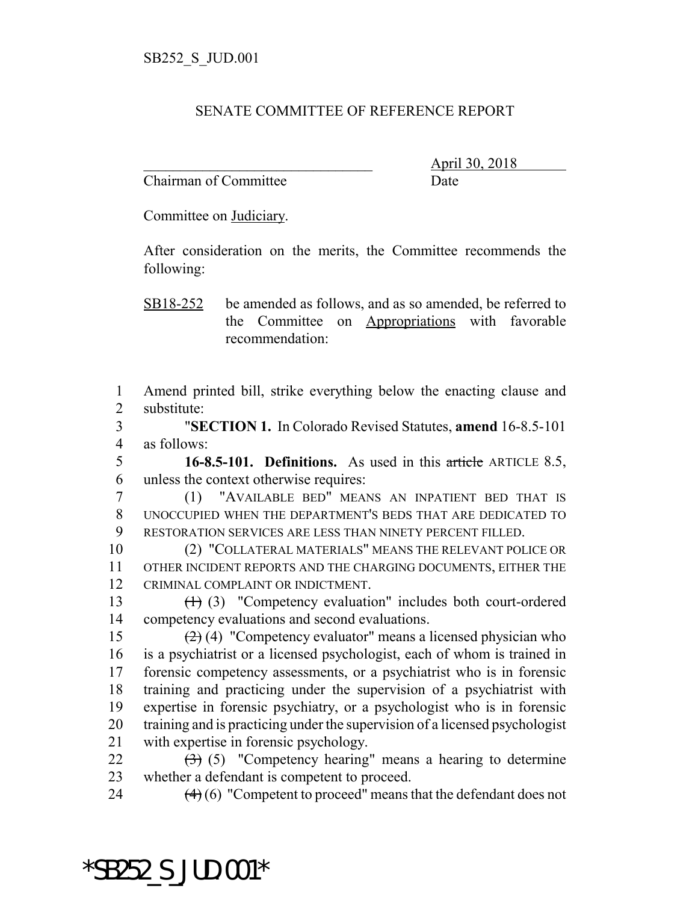SB252_S_JUD.001

SENATE COMMITTEE OF REFERENCE REPORT

\_\_\_\_\_\_\_\_\_\_\_\_\_\_\_\_\_\_\_\_\_\_\_\_\_\_\_\_\_\_\_\_ April 30, 2018

Chairman of Committee Date

Committee on Judiciary.

After consideration on the merits, the Committee recommends the following:

SB18-252 be amended as follows, and as so amended, be referred to the Committee on Appropriations with favorable recommendation:

1 Amend printed bill, strike everything below the enacting clause and
2 substitute:

3 "**SECTION 1.** In Colorado Revised Statutes, **amend** 16-8.5-101
4 as follows:

5 **16-8.5-101. Definitions.** As used in this ~~article~~ ARTICLE 8.5,
6 unless the context otherwise requires:

7 (1) "AVAILABLE BED" MEANS AN INPATIENT BED THAT IS
8 UNOCCUPIED WHEN THE DEPARTMENT'S BEDS THAT ARE DEDICATED TO
9 RESTORATION SERVICES ARE LESS THAN NINETY PERCENT FILLED.

10 (2) "COLLATERAL MATERIALS" MEANS THE RELEVANT POLICE OR
11 OTHER INCIDENT REPORTS AND THE CHARGING DOCUMENTS, EITHER THE
12 CRIMINAL COMPLAINT OR INDICTMENT.

13 ~~(1)~~ (3) "Competency evaluation" includes both court-ordered
14 competency evaluations and second evaluations.

15 ~~(2)~~ (4) "Competency evaluator" means a licensed physician who
16 is a psychiatrist or a licensed psychologist, each of whom is trained in
17 forensic competency assessments, or a psychiatrist who is in forensic
18 training and practicing under the supervision of a psychiatrist with
19 expertise in forensic psychiatry, or a psychologist who is in forensic
20 training and is practicing under the supervision of a licensed psychologist
21 with expertise in forensic psychology.

22 ~~(3)~~ (5) "Competency hearing" means a hearing to determine
23 whether a defendant is competent to proceed.

24 ~~(4)~~ (6) "Competent to proceed" means that the defendant does not

*SB252_S_JUD.001*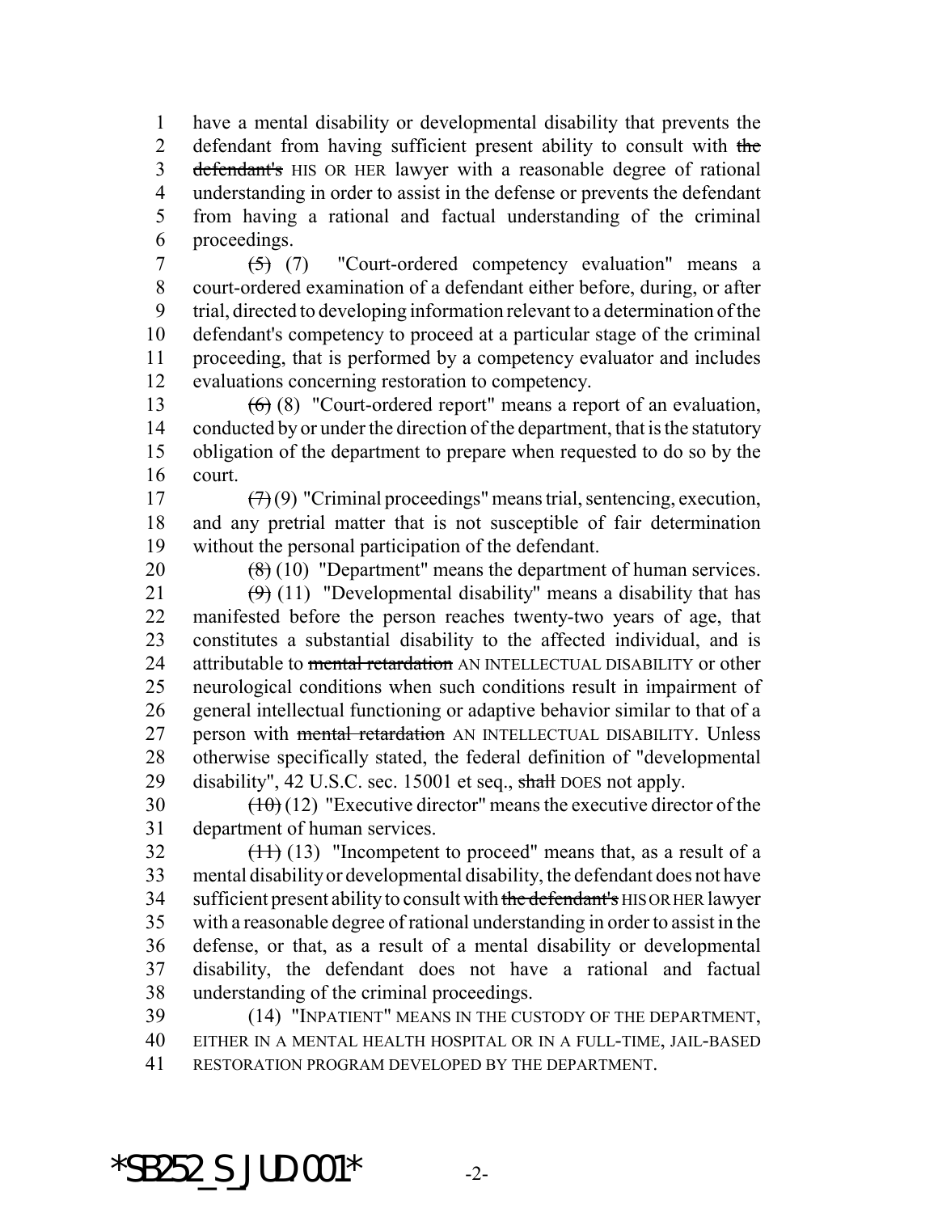have a mental disability or developmental disability that prevents the defendant from having sufficient present ability to consult with ~~the defendant's~~ HIS OR HER lawyer with a reasonable degree of rational understanding in order to assist in the defense or prevents the defendant from having a rational and factual understanding of the criminal proceedings.

~~(5)~~ (7) "Court-ordered competency evaluation" means a court-ordered examination of a defendant either before, during, or after trial, directed to developing information relevant to a determination of the defendant's competency to proceed at a particular stage of the criminal proceeding, that is performed by a competency evaluator and includes evaluations concerning restoration to competency.

~~(6)~~ (8) "Court-ordered report" means a report of an evaluation, conducted by or under the direction of the department, that is the statutory obligation of the department to prepare when requested to do so by the court.

~~(7)~~ (9) "Criminal proceedings" means trial, sentencing, execution, and any pretrial matter that is not susceptible of fair determination without the personal participation of the defendant.

~~(8)~~ (10) "Department" means the department of human services.

~~(9)~~ (11) "Developmental disability" means a disability that has manifested before the person reaches twenty-two years of age, that constitutes a substantial disability to the affected individual, and is attributable to ~~mental retardation~~ AN INTELLECTUAL DISABILITY or other neurological conditions when such conditions result in impairment of general intellectual functioning or adaptive behavior similar to that of a person with ~~mental retardation~~ AN INTELLECTUAL DISABILITY. Unless otherwise specifically stated, the federal definition of "developmental disability", 42 U.S.C. sec. 15001 et seq., ~~shall~~ DOES not apply.

~~(10)~~ (12) "Executive director" means the executive director of the department of human services.

~~(11)~~ (13) "Incompetent to proceed" means that, as a result of a mental disability or developmental disability, the defendant does not have sufficient present ability to consult with ~~the defendant's~~ HIS OR HER lawyer with a reasonable degree of rational understanding in order to assist in the defense, or that, as a result of a mental disability or developmental disability, the defendant does not have a rational and factual understanding of the criminal proceedings.

(14) "INPATIENT" MEANS IN THE CUSTODY OF THE DEPARTMENT, EITHER IN A MENTAL HEALTH HOSPITAL OR IN A FULL-TIME, JAIL-BASED RESTORATION PROGRAM DEVELOPED BY THE DEPARTMENT.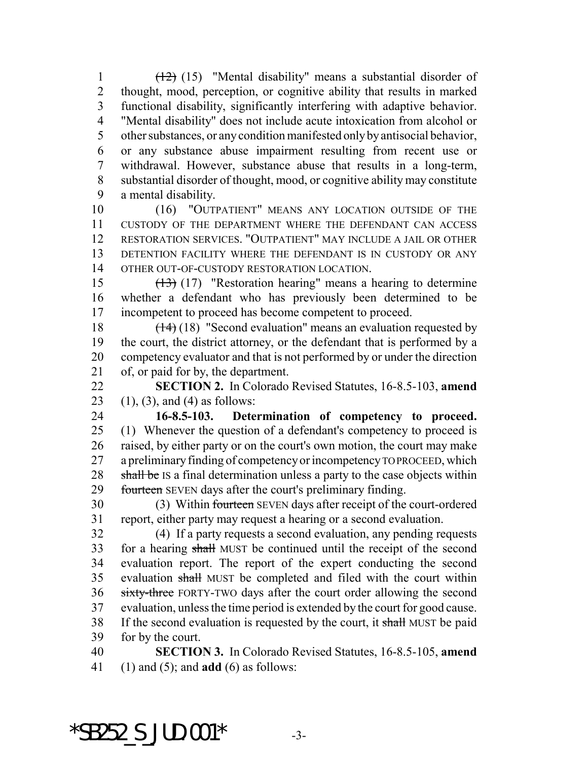(12) (15) "Mental disability" means a substantial disorder of thought, mood, perception, or cognitive ability that results in marked functional disability, significantly interfering with adaptive behavior. "Mental disability" does not include acute intoxication from alcohol or other substances, or any condition manifested only by antisocial behavior, or any substance abuse impairment resulting from recent use or withdrawal. However, substance abuse that results in a long-term, substantial disorder of thought, mood, or cognitive ability may constitute a mental disability.

(16) "OUTPATIENT" MEANS ANY LOCATION OUTSIDE OF THE CUSTODY OF THE DEPARTMENT WHERE THE DEFENDANT CAN ACCESS RESTORATION SERVICES. "OUTPATIENT" MAY INCLUDE A JAIL OR OTHER DETENTION FACILITY WHERE THE DEFENDANT IS IN CUSTODY OR ANY OTHER OUT-OF-CUSTODY RESTORATION LOCATION.

(13) (17) "Restoration hearing" means a hearing to determine whether a defendant who has previously been determined to be incompetent to proceed has become competent to proceed.

(14) (18) "Second evaluation" means an evaluation requested by the court, the district attorney, or the defendant that is performed by a competency evaluator and that is not performed by or under the direction of, or paid for by, the department.

**SECTION 2.** In Colorado Revised Statutes, 16-8.5-103, **amend** (1), (3), and (4) as follows:

**16-8.5-103. Determination of competency to proceed.** (1) Whenever the question of a defendant's competency to proceed is raised, by either party or on the court's own motion, the court may make a preliminary finding of competency or incompetency TO PROCEED, which shall be IS a final determination unless a party to the case objects within fourteen SEVEN days after the court's preliminary finding.

(3) Within fourteen SEVEN days after receipt of the court-ordered report, either party may request a hearing or a second evaluation.

(4) If a party requests a second evaluation, any pending requests for a hearing shall MUST be continued until the receipt of the second evaluation report. The report of the expert conducting the second evaluation shall MUST be completed and filed with the court within sixty-three FORTY-TWO days after the court order allowing the second evaluation, unless the time period is extended by the court for good cause. If the second evaluation is requested by the court, it shall MUST be paid for by the court.

**SECTION 3.** In Colorado Revised Statutes, 16-8.5-105, **amend** (1) and (5); and **add** (6) as follows: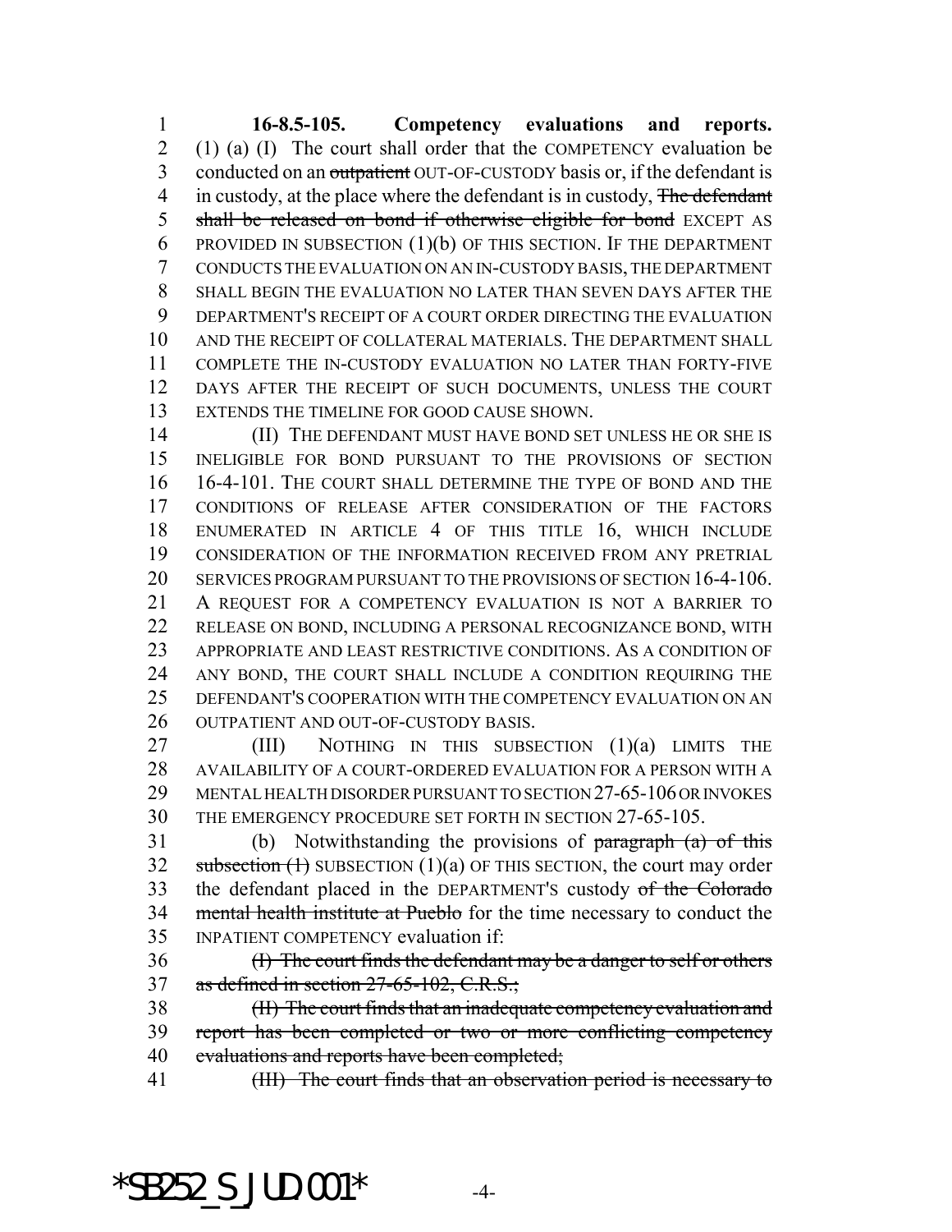**16-8.5-105. Competency evaluations and reports.** (1) (a) (I) The court shall order that the COMPETENCY evaluation be conducted on an ~~outpatient~~ OUT-OF-CUSTODY basis or, if the defendant is in custody, at the place where the defendant is in custody, ~~The defendant shall be released on bond if otherwise eligible for bond~~ EXCEPT AS PROVIDED IN SUBSECTION (1)(b) OF THIS SECTION. IF THE DEPARTMENT CONDUCTS THE EVALUATION ON AN IN-CUSTODY BASIS, THE DEPARTMENT SHALL BEGIN THE EVALUATION NO LATER THAN SEVEN DAYS AFTER THE DEPARTMENT'S RECEIPT OF A COURT ORDER DIRECTING THE EVALUATION AND THE RECEIPT OF COLLATERAL MATERIALS. THE DEPARTMENT SHALL COMPLETE THE IN-CUSTODY EVALUATION NO LATER THAN FORTY-FIVE DAYS AFTER THE RECEIPT OF SUCH DOCUMENTS, UNLESS THE COURT EXTENDS THE TIMELINE FOR GOOD CAUSE SHOWN.

(II) THE DEFENDANT MUST HAVE BOND SET UNLESS HE OR SHE IS INELIGIBLE FOR BOND PURSUANT TO THE PROVISIONS OF SECTION 16-4-101. THE COURT SHALL DETERMINE THE TYPE OF BOND AND THE CONDITIONS OF RELEASE AFTER CONSIDERATION OF THE FACTORS ENUMERATED IN ARTICLE 4 OF THIS TITLE 16, WHICH INCLUDE CONSIDERATION OF THE INFORMATION RECEIVED FROM ANY PRETRIAL SERVICES PROGRAM PURSUANT TO THE PROVISIONS OF SECTION 16-4-106. A REQUEST FOR A COMPETENCY EVALUATION IS NOT A BARRIER TO RELEASE ON BOND, INCLUDING A PERSONAL RECOGNIZANCE BOND, WITH APPROPRIATE AND LEAST RESTRICTIVE CONDITIONS. AS A CONDITION OF ANY BOND, THE COURT SHALL INCLUDE A CONDITION REQUIRING THE DEFENDANT'S COOPERATION WITH THE COMPETENCY EVALUATION ON AN OUTPATIENT AND OUT-OF-CUSTODY BASIS.

(III) NOTHING IN THIS SUBSECTION (1)(a) LIMITS THE AVAILABILITY OF A COURT-ORDERED EVALUATION FOR A PERSON WITH A MENTAL HEALTH DISORDER PURSUANT TO SECTION 27-65-106 OR INVOKES THE EMERGENCY PROCEDURE SET FORTH IN SECTION 27-65-105.

(b) Notwithstanding the provisions of ~~paragraph (a) of this subsection (1)~~ SUBSECTION (1)(a) OF THIS SECTION, the court may order the defendant placed in the DEPARTMENT'S custody ~~of the Colorado mental health institute at Pueblo~~ for the time necessary to conduct the INPATIENT COMPETENCY evaluation if:

~~(I) The court finds the defendant may be a danger to self or others as defined in section 27-65-102, C.R.S.;~~

~~(II) The court finds that an inadequate competency evaluation and report has been completed or two or more conflicting competency evaluations and reports have been completed;~~

~~(III) The court finds that an observation period is necessary to~~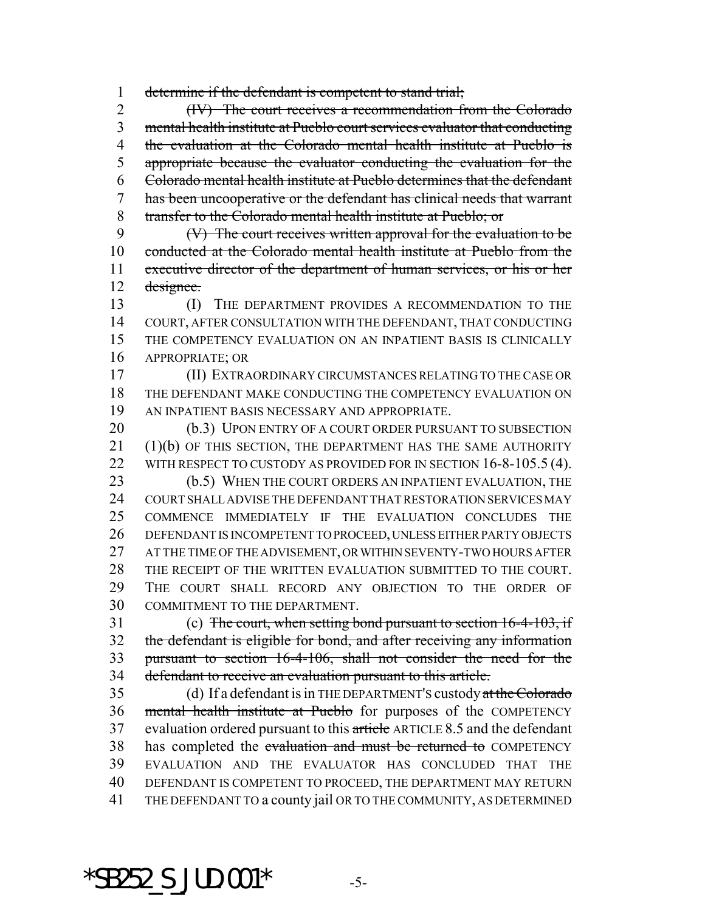determine if the defendant is competent to stand trial;

~~(IV) The court receives a recommendation from the Colorado mental health institute at Pueblo court services evaluator that conducting the evaluation at the Colorado mental health institute at Pueblo is appropriate because the evaluator conducting the evaluation for the Colorado mental health institute at Pueblo determines that the defendant has been uncooperative or the defendant has clinical needs that warrant transfer to the Colorado mental health institute at Pueblo; or~~

~~(V) The court receives written approval for the evaluation to be conducted at the Colorado mental health institute at Pueblo from the executive director of the department of human services, or his or her designee.~~

(I) THE DEPARTMENT PROVIDES A RECOMMENDATION TO THE COURT, AFTER CONSULTATION WITH THE DEFENDANT, THAT CONDUCTING THE COMPETENCY EVALUATION ON AN INPATIENT BASIS IS CLINICALLY APPROPRIATE; OR

(II) EXTRAORDINARY CIRCUMSTANCES RELATING TO THE CASE OR THE DEFENDANT MAKE CONDUCTING THE COMPETENCY EVALUATION ON AN INPATIENT BASIS NECESSARY AND APPROPRIATE.

(b.3) UPON ENTRY OF A COURT ORDER PURSUANT TO SUBSECTION (1)(b) OF THIS SECTION, THE DEPARTMENT HAS THE SAME AUTHORITY WITH RESPECT TO CUSTODY AS PROVIDED FOR IN SECTION 16-8-105.5 (4).

(b.5) WHEN THE COURT ORDERS AN INPATIENT EVALUATION, THE COURT SHALL ADVISE THE DEFENDANT THAT RESTORATION SERVICES MAY COMMENCE IMMEDIATELY IF THE EVALUATION CONCLUDES THE DEFENDANT IS INCOMPETENT TO PROCEED, UNLESS EITHER PARTY OBJECTS AT THE TIME OF THE ADVISEMENT, OR WITHIN SEVENTY-TWO HOURS AFTER THE RECEIPT OF THE WRITTEN EVALUATION SUBMITTED TO THE COURT. THE COURT SHALL RECORD ANY OBJECTION TO THE ORDER OF COMMITMENT TO THE DEPARTMENT.

(c) ~~The court, when setting bond pursuant to section 16-4-103, if the defendant is eligible for bond, and after receiving any information pursuant to section 16-4-106, shall not consider the need for the defendant to receive an evaluation pursuant to this article.~~

(d) If a defendant is in THE DEPARTMENT'S custody ~~at the Colorado mental health institute at Pueblo~~ for purposes of the COMPETENCY evaluation ordered pursuant to this ~~article~~ ARTICLE 8.5 and the defendant has completed the ~~evaluation and must be returned to~~ COMPETENCY EVALUATION AND THE EVALUATOR HAS CONCLUDED THAT THE DEFENDANT IS COMPETENT TO PROCEED, THE DEPARTMENT MAY RETURN THE DEFENDANT TO a county jail OR TO THE COMMUNITY, AS DETERMINED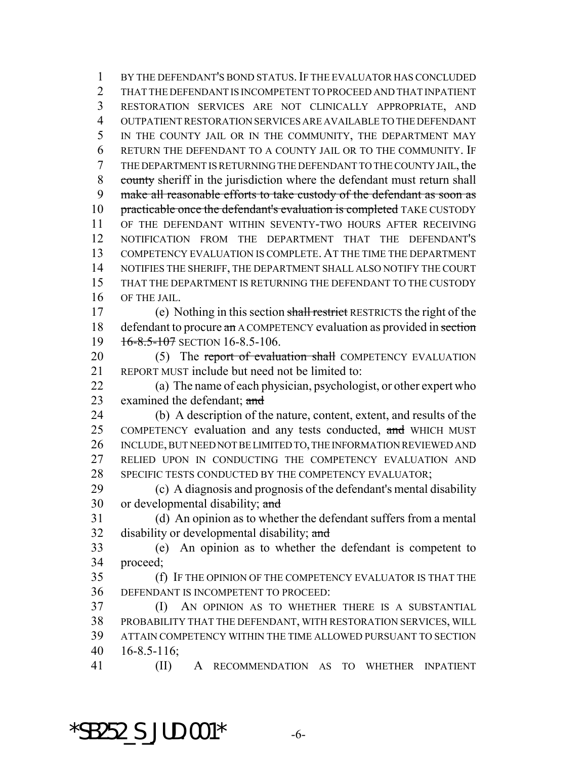BY THE DEFENDANT'S BOND STATUS. IF THE EVALUATOR HAS CONCLUDED THAT THE DEFENDANT IS INCOMPETENT TO PROCEED AND THAT INPATIENT RESTORATION SERVICES ARE NOT CLINICALLY APPROPRIATE, AND OUTPATIENT RESTORATION SERVICES ARE AVAILABLE TO THE DEFENDANT IN THE COUNTY JAIL OR IN THE COMMUNITY, THE DEPARTMENT MAY RETURN THE DEFENDANT TO A COUNTY JAIL OR TO THE COMMUNITY. IF THE DEPARTMENT IS RETURNING THE DEFENDANT TO THE COUNTY JAIL, the ~~county~~ sheriff in the jurisdiction where the defendant must return shall ~~make all reasonable efforts to take custody of the defendant as soon as practicable once the defendant's evaluation is completed~~ TAKE CUSTODY OF THE DEFENDANT WITHIN SEVENTY-TWO HOURS AFTER RECEIVING NOTIFICATION FROM THE DEPARTMENT THAT THE DEFENDANT'S COMPETENCY EVALUATION IS COMPLETE. AT THE TIME THE DEPARTMENT NOTIFIES THE SHERIFF, THE DEPARTMENT SHALL ALSO NOTIFY THE COURT THAT THE DEPARTMENT IS RETURNING THE DEFENDANT TO THE CUSTODY OF THE JAIL.

(e) Nothing in this section ~~shall restrict~~ RESTRICTS the right of the defendant to procure ~~an~~ A COMPETENCY evaluation as provided in ~~section 16-8.5-107~~ SECTION 16-8.5-106.

(5) The ~~report of evaluation shall~~ COMPETENCY EVALUATION REPORT MUST include but need not be limited to:

(a) The name of each physician, psychologist, or other expert who examined the defendant; ~~and~~

(b) A description of the nature, content, extent, and results of the COMPETENCY evaluation and any tests conducted, ~~and~~ WHICH MUST INCLUDE, BUT NEED NOT BE LIMITED TO, THE INFORMATION REVIEWED AND RELIED UPON IN CONDUCTING THE COMPETENCY EVALUATION AND SPECIFIC TESTS CONDUCTED BY THE COMPETENCY EVALUATOR;

(c) A diagnosis and prognosis of the defendant's mental disability or developmental disability; ~~and~~

(d) An opinion as to whether the defendant suffers from a mental disability or developmental disability; ~~and~~

(e) An opinion as to whether the defendant is competent to proceed;

(f) IF THE OPINION OF THE COMPETENCY EVALUATOR IS THAT THE DEFENDANT IS INCOMPETENT TO PROCEED:

(I) AN OPINION AS TO WHETHER THERE IS A SUBSTANTIAL PROBABILITY THAT THE DEFENDANT, WITH RESTORATION SERVICES, WILL ATTAIN COMPETENCY WITHIN THE TIME ALLOWED PURSUANT TO SECTION 16-8.5-116;

(II) A RECOMMENDATION AS TO WHETHER INPATIENT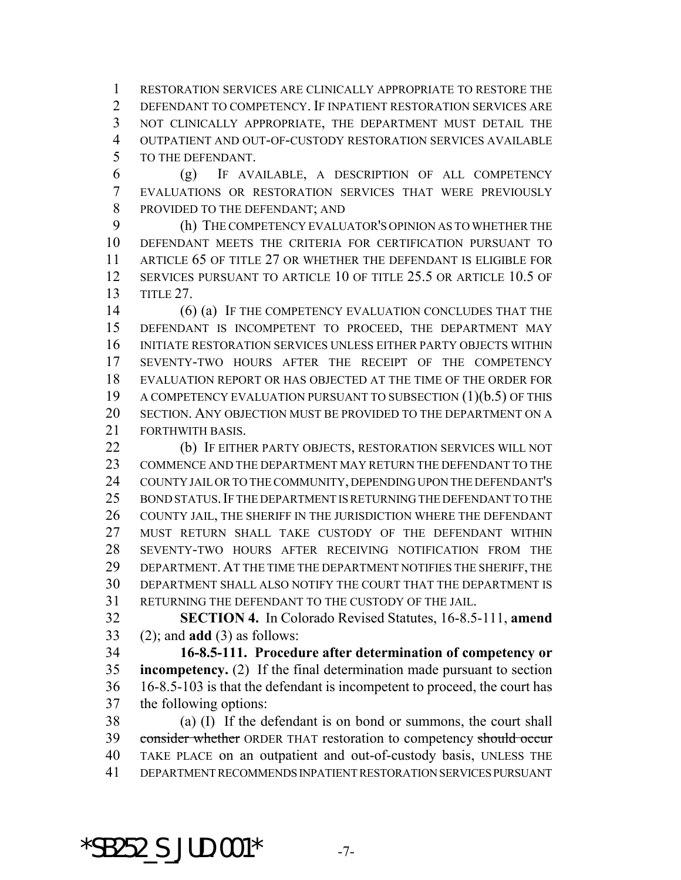RESTORATION SERVICES ARE CLINICALLY APPROPRIATE TO RESTORE THE DEFENDANT TO COMPETENCY. IF INPATIENT RESTORATION SERVICES ARE NOT CLINICALLY APPROPRIATE, THE DEPARTMENT MUST DETAIL THE OUTPATIENT AND OUT-OF-CUSTODY RESTORATION SERVICES AVAILABLE TO THE DEFENDANT.

(g) IF AVAILABLE, A DESCRIPTION OF ALL COMPETENCY EVALUATIONS OR RESTORATION SERVICES THAT WERE PREVIOUSLY PROVIDED TO THE DEFENDANT; AND

(h) THE COMPETENCY EVALUATOR'S OPINION AS TO WHETHER THE DEFENDANT MEETS THE CRITERIA FOR CERTIFICATION PURSUANT TO ARTICLE 65 OF TITLE 27 OR WHETHER THE DEFENDANT IS ELIGIBLE FOR SERVICES PURSUANT TO ARTICLE 10 OF TITLE 25.5 OR ARTICLE 10.5 OF TITLE 27.

(6) (a) IF THE COMPETENCY EVALUATION CONCLUDES THAT THE DEFENDANT IS INCOMPETENT TO PROCEED, THE DEPARTMENT MAY INITIATE RESTORATION SERVICES UNLESS EITHER PARTY OBJECTS WITHIN SEVENTY-TWO HOURS AFTER THE RECEIPT OF THE COMPETENCY EVALUATION REPORT OR HAS OBJECTED AT THE TIME OF THE ORDER FOR A COMPETENCY EVALUATION PURSUANT TO SUBSECTION (1)(b.5) OF THIS SECTION. ANY OBJECTION MUST BE PROVIDED TO THE DEPARTMENT ON A FORTHWITH BASIS.

(b) IF EITHER PARTY OBJECTS, RESTORATION SERVICES WILL NOT COMMENCE AND THE DEPARTMENT MAY RETURN THE DEFENDANT TO THE COUNTY JAIL OR TO THE COMMUNITY, DEPENDING UPON THE DEFENDANT'S BOND STATUS. IF THE DEPARTMENT IS RETURNING THE DEFENDANT TO THE COUNTY JAIL, THE SHERIFF IN THE JURISDICTION WHERE THE DEFENDANT MUST RETURN SHALL TAKE CUSTODY OF THE DEFENDANT WITHIN SEVENTY-TWO HOURS AFTER RECEIVING NOTIFICATION FROM THE DEPARTMENT. AT THE TIME THE DEPARTMENT NOTIFIES THE SHERIFF, THE DEPARTMENT SHALL ALSO NOTIFY THE COURT THAT THE DEPARTMENT IS RETURNING THE DEFENDANT TO THE CUSTODY OF THE JAIL.

**SECTION 4.** In Colorado Revised Statutes, 16-8.5-111, **amend** (2); and **add** (3) as follows:

**16-8.5-111. Procedure after determination of competency or incompetency.** (2) If the final determination made pursuant to section 16-8.5-103 is that the defendant is incompetent to proceed, the court has the following options:

(a) (I) If the defendant is on bond or summons, the court shall ~~consider whether~~ ORDER THAT restoration to competency ~~should occur~~ TAKE PLACE on an outpatient and out-of-custody basis, UNLESS THE DEPARTMENT RECOMMENDS INPATIENT RESTORATION SERVICES PURSUANT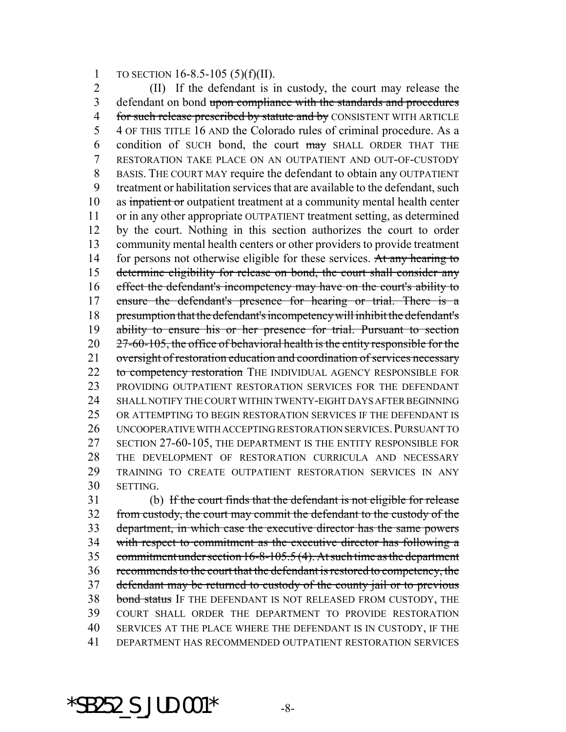TO SECTION 16-8.5-105 (5)(f)(II).

(II) If the defendant is in custody, the court may release the defendant on bond ~~upon compliance with the standards and procedures for such release prescribed by statute and by~~ CONSISTENT WITH ARTICLE 4 OF THIS TITLE 16 AND the Colorado rules of criminal procedure. As a condition of SUCH bond, the court ~~may~~ SHALL ORDER THAT THE RESTORATION TAKE PLACE ON AN OUTPATIENT AND OUT-OF-CUSTODY BASIS. THE COURT MAY require the defendant to obtain any OUTPATIENT treatment or habilitation services that are available to the defendant, such as ~~inpatient or~~ outpatient treatment at a community mental health center or in any other appropriate OUTPATIENT treatment setting, as determined by the court. Nothing in this section authorizes the court to order community mental health centers or other providers to provide treatment for persons not otherwise eligible for these services. ~~At any hearing to determine eligibility for release on bond, the court shall consider any effect the defendant's incompetency may have on the court's ability to ensure the defendant's presence for hearing or trial. There is a presumption that the defendant's incompetency will inhibit the defendant's ability to ensure his or her presence for trial. Pursuant to section 27-60-105, the office of behavioral health is the entity responsible for the oversight of restoration education and coordination of services necessary to competency restoration~~ THE INDIVIDUAL AGENCY RESPONSIBLE FOR PROVIDING OUTPATIENT RESTORATION SERVICES FOR THE DEFENDANT SHALL NOTIFY THE COURT WITHIN TWENTY-EIGHT DAYS AFTER BEGINNING OR ATTEMPTING TO BEGIN RESTORATION SERVICES IF THE DEFENDANT IS UNCOOPERATIVE WITH ACCEPTING RESTORATION SERVICES. PURSUANT TO SECTION 27-60-105, THE DEPARTMENT IS THE ENTITY RESPONSIBLE FOR THE DEVELOPMENT OF RESTORATION CURRICULA AND NECESSARY TRAINING TO CREATE OUTPATIENT RESTORATION SERVICES IN ANY SETTING.

(b) ~~If the court finds that the defendant is not eligible for release from custody, the court may commit the defendant to the custody of the department, in which case the executive director has the same powers with respect to commitment as the executive director has following a commitment under section 16-8-105.5 (4). At such time as the department recommends to the court that the defendant is restored to competency, the defendant may be returned to custody of the county jail or to previous bond status~~ IF THE DEFENDANT IS NOT RELEASED FROM CUSTODY, THE COURT SHALL ORDER THE DEPARTMENT TO PROVIDE RESTORATION SERVICES AT THE PLACE WHERE THE DEFENDANT IS IN CUSTODY, IF THE DEPARTMENT HAS RECOMMENDED OUTPATIENT RESTORATION SERVICES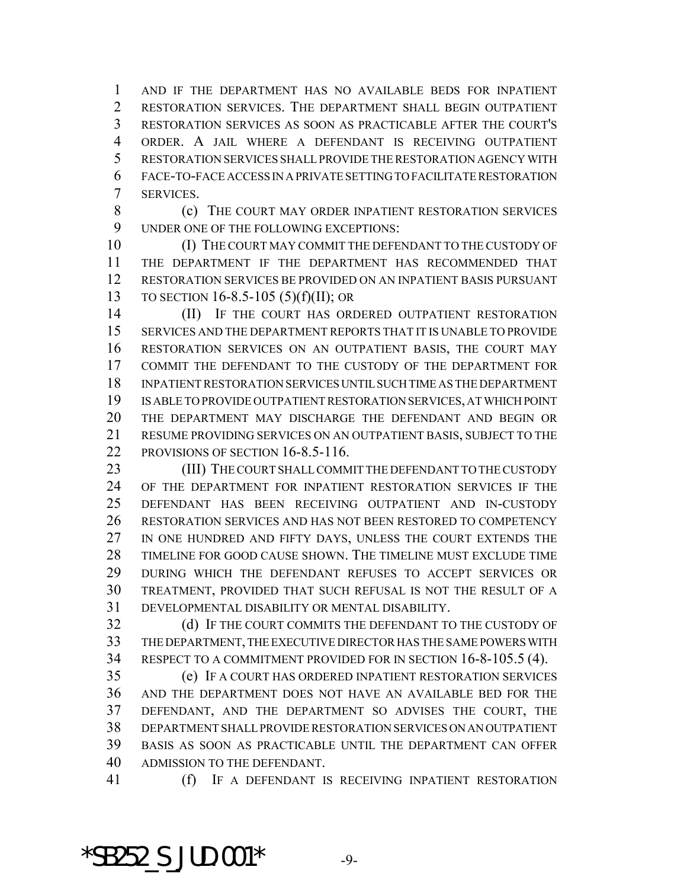AND IF THE DEPARTMENT HAS NO AVAILABLE BEDS FOR INPATIENT RESTORATION SERVICES. THE DEPARTMENT SHALL BEGIN OUTPATIENT RESTORATION SERVICES AS SOON AS PRACTICABLE AFTER THE COURT'S ORDER. A JAIL WHERE A DEFENDANT IS RECEIVING OUTPATIENT RESTORATION SERVICES SHALL PROVIDE THE RESTORATION AGENCY WITH FACE-TO-FACE ACCESS IN A PRIVATE SETTING TO FACILITATE RESTORATION SERVICES.

(c) THE COURT MAY ORDER INPATIENT RESTORATION SERVICES UNDER ONE OF THE FOLLOWING EXCEPTIONS:

(I) THE COURT MAY COMMIT THE DEFENDANT TO THE CUSTODY OF THE DEPARTMENT IF THE DEPARTMENT HAS RECOMMENDED THAT RESTORATION SERVICES BE PROVIDED ON AN INPATIENT BASIS PURSUANT TO SECTION 16-8.5-105 (5)(f)(II); OR

(II) IF THE COURT HAS ORDERED OUTPATIENT RESTORATION SERVICES AND THE DEPARTMENT REPORTS THAT IT IS UNABLE TO PROVIDE RESTORATION SERVICES ON AN OUTPATIENT BASIS, THE COURT MAY COMMIT THE DEFENDANT TO THE CUSTODY OF THE DEPARTMENT FOR INPATIENT RESTORATION SERVICES UNTIL SUCH TIME AS THE DEPARTMENT IS ABLE TO PROVIDE OUTPATIENT RESTORATION SERVICES, AT WHICH POINT THE DEPARTMENT MAY DISCHARGE THE DEFENDANT AND BEGIN OR RESUME PROVIDING SERVICES ON AN OUTPATIENT BASIS, SUBJECT TO THE PROVISIONS OF SECTION 16-8.5-116.

(III) THE COURT SHALL COMMIT THE DEFENDANT TO THE CUSTODY OF THE DEPARTMENT FOR INPATIENT RESTORATION SERVICES IF THE DEFENDANT HAS BEEN RECEIVING OUTPATIENT AND IN-CUSTODY RESTORATION SERVICES AND HAS NOT BEEN RESTORED TO COMPETENCY IN ONE HUNDRED AND FIFTY DAYS, UNLESS THE COURT EXTENDS THE TIMELINE FOR GOOD CAUSE SHOWN. THE TIMELINE MUST EXCLUDE TIME DURING WHICH THE DEFENDANT REFUSES TO ACCEPT SERVICES OR TREATMENT, PROVIDED THAT SUCH REFUSAL IS NOT THE RESULT OF A DEVELOPMENTAL DISABILITY OR MENTAL DISABILITY.

(d) IF THE COURT COMMITS THE DEFENDANT TO THE CUSTODY OF THE DEPARTMENT, THE EXECUTIVE DIRECTOR HAS THE SAME POWERS WITH RESPECT TO A COMMITMENT PROVIDED FOR IN SECTION 16-8-105.5 (4).

(e) IF A COURT HAS ORDERED INPATIENT RESTORATION SERVICES AND THE DEPARTMENT DOES NOT HAVE AN AVAILABLE BED FOR THE DEFENDANT, AND THE DEPARTMENT SO ADVISES THE COURT, THE DEPARTMENT SHALL PROVIDE RESTORATION SERVICES ON AN OUTPATIENT BASIS AS SOON AS PRACTICABLE UNTIL THE DEPARTMENT CAN OFFER ADMISSION TO THE DEFENDANT.

(f) IF A DEFENDANT IS RECEIVING INPATIENT RESTORATION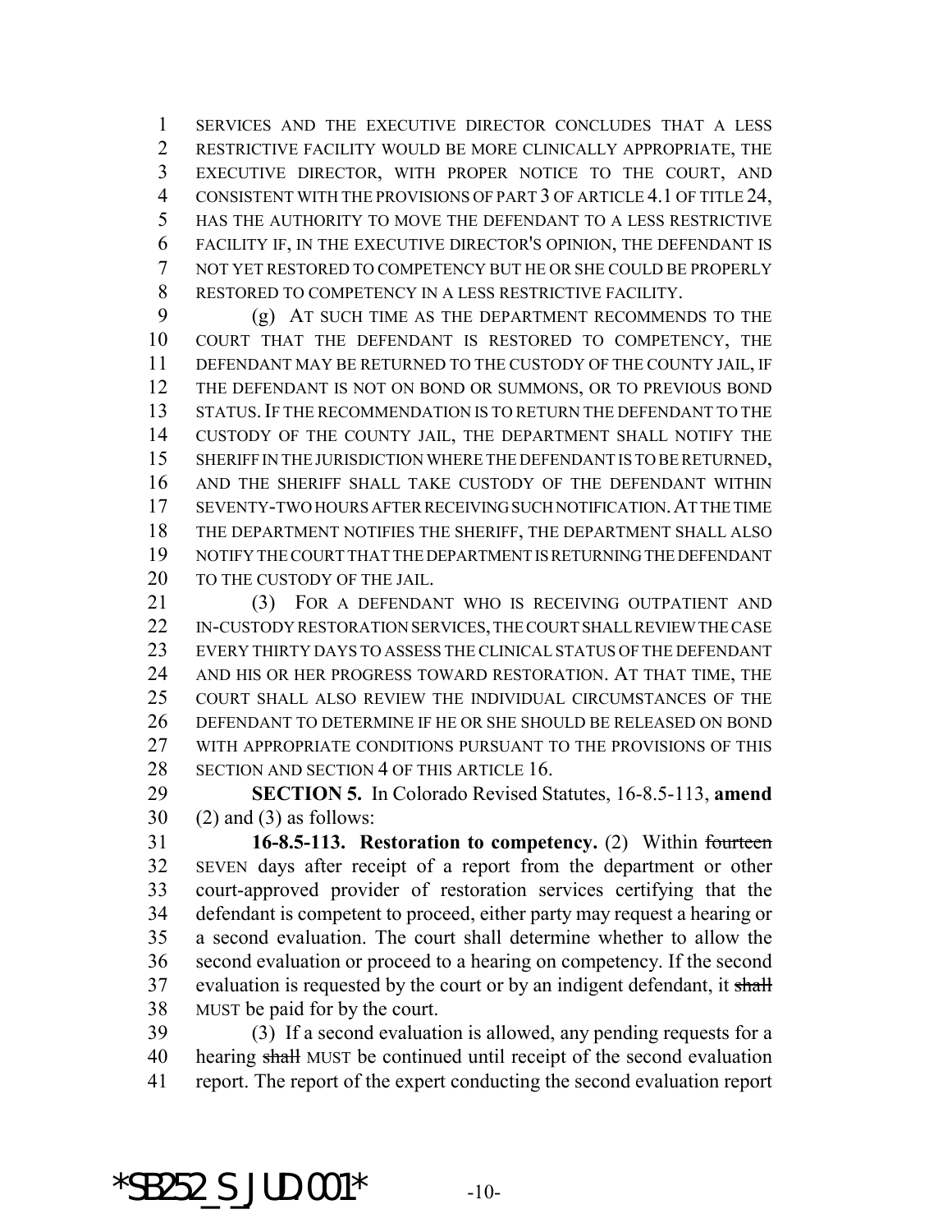SERVICES AND THE EXECUTIVE DIRECTOR CONCLUDES THAT A LESS RESTRICTIVE FACILITY WOULD BE MORE CLINICALLY APPROPRIATE, THE EXECUTIVE DIRECTOR, WITH PROPER NOTICE TO THE COURT, AND CONSISTENT WITH THE PROVISIONS OF PART 3 OF ARTICLE 4.1 OF TITLE 24, HAS THE AUTHORITY TO MOVE THE DEFENDANT TO A LESS RESTRICTIVE FACILITY IF, IN THE EXECUTIVE DIRECTOR'S OPINION, THE DEFENDANT IS NOT YET RESTORED TO COMPETENCY BUT HE OR SHE COULD BE PROPERLY RESTORED TO COMPETENCY IN A LESS RESTRICTIVE FACILITY.

(g) AT SUCH TIME AS THE DEPARTMENT RECOMMENDS TO THE COURT THAT THE DEFENDANT IS RESTORED TO COMPETENCY, THE DEFENDANT MAY BE RETURNED TO THE CUSTODY OF THE COUNTY JAIL, IF THE DEFENDANT IS NOT ON BOND OR SUMMONS, OR TO PREVIOUS BOND STATUS. IF THE RECOMMENDATION IS TO RETURN THE DEFENDANT TO THE CUSTODY OF THE COUNTY JAIL, THE DEPARTMENT SHALL NOTIFY THE SHERIFF IN THE JURISDICTION WHERE THE DEFENDANT IS TO BE RETURNED, AND THE SHERIFF SHALL TAKE CUSTODY OF THE DEFENDANT WITHIN SEVENTY-TWO HOURS AFTER RECEIVING SUCH NOTIFICATION. AT THE TIME THE DEPARTMENT NOTIFIES THE SHERIFF, THE DEPARTMENT SHALL ALSO NOTIFY THE COURT THAT THE DEPARTMENT IS RETURNING THE DEFENDANT TO THE CUSTODY OF THE JAIL.

(3) FOR A DEFENDANT WHO IS RECEIVING OUTPATIENT AND IN-CUSTODY RESTORATION SERVICES, THE COURT SHALL REVIEW THE CASE EVERY THIRTY DAYS TO ASSESS THE CLINICAL STATUS OF THE DEFENDANT AND HIS OR HER PROGRESS TOWARD RESTORATION. AT THAT TIME, THE COURT SHALL ALSO REVIEW THE INDIVIDUAL CIRCUMSTANCES OF THE DEFENDANT TO DETERMINE IF HE OR SHE SHOULD BE RELEASED ON BOND WITH APPROPRIATE CONDITIONS PURSUANT TO THE PROVISIONS OF THIS SECTION AND SECTION 4 OF THIS ARTICLE 16.

**SECTION 5.** In Colorado Revised Statutes, 16-8.5-113, **amend** (2) and (3) as follows:

**16-8.5-113. Restoration to competency.** (2) Within ~~fourteen~~ SEVEN days after receipt of a report from the department or other court-approved provider of restoration services certifying that the defendant is competent to proceed, either party may request a hearing or a second evaluation. The court shall determine whether to allow the second evaluation or proceed to a hearing on competency. If the second evaluation is requested by the court or by an indigent defendant, it ~~shall~~ MUST be paid for by the court.

(3) If a second evaluation is allowed, any pending requests for a hearing ~~shall~~ MUST be continued until receipt of the second evaluation report. The report of the expert conducting the second evaluation report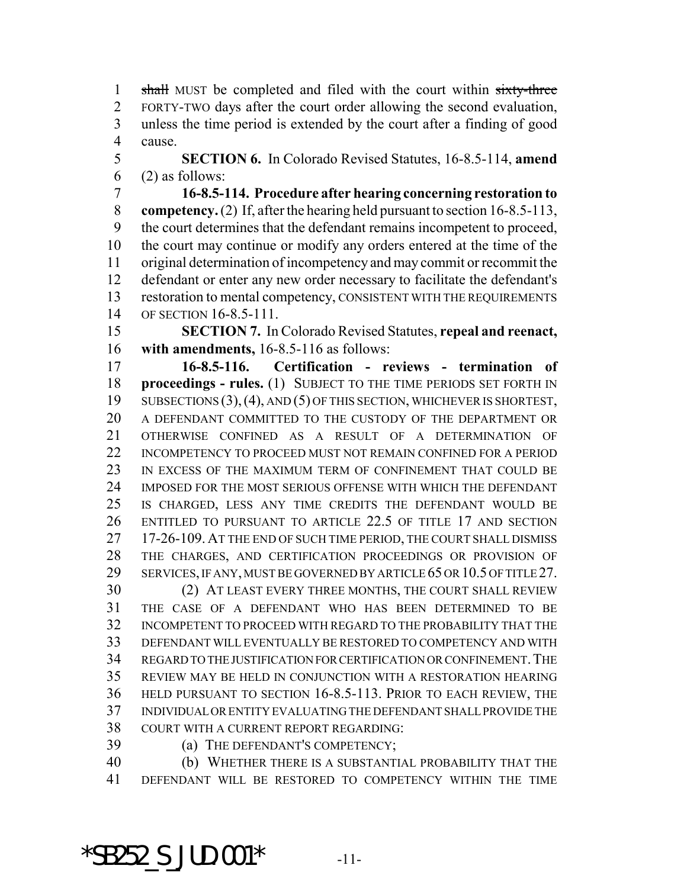~~shall~~ MUST be completed and filed with the court within ~~sixty-three~~ FORTY-TWO days after the court order allowing the second evaluation, unless the time period is extended by the court after a finding of good cause.

**SECTION 6.** In Colorado Revised Statutes, 16-8.5-114, **amend** (2) as follows:

**16-8.5-114. Procedure after hearing concerning restoration to competency.** (2) If, after the hearing held pursuant to section 16-8.5-113, the court determines that the defendant remains incompetent to proceed, the court may continue or modify any orders entered at the time of the original determination of incompetency and may commit or recommit the defendant or enter any new order necessary to facilitate the defendant's restoration to mental competency, CONSISTENT WITH THE REQUIREMENTS OF SECTION 16-8.5-111.

**SECTION 7.** In Colorado Revised Statutes, **repeal and reenact, with amendments,** 16-8.5-116 as follows:

**16-8.5-116. Certification - reviews - termination of proceedings - rules.** (1) SUBJECT TO THE TIME PERIODS SET FORTH IN SUBSECTIONS (3), (4), AND (5) OF THIS SECTION, WHICHEVER IS SHORTEST, A DEFENDANT COMMITTED TO THE CUSTODY OF THE DEPARTMENT OR OTHERWISE CONFINED AS A RESULT OF A DETERMINATION OF INCOMPETENCY TO PROCEED MUST NOT REMAIN CONFINED FOR A PERIOD IN EXCESS OF THE MAXIMUM TERM OF CONFINEMENT THAT COULD BE IMPOSED FOR THE MOST SERIOUS OFFENSE WITH WHICH THE DEFENDANT IS CHARGED, LESS ANY TIME CREDITS THE DEFENDANT WOULD BE ENTITLED TO PURSUANT TO ARTICLE 22.5 OF TITLE 17 AND SECTION 17-26-109. AT THE END OF SUCH TIME PERIOD, THE COURT SHALL DISMISS THE CHARGES, AND CERTIFICATION PROCEEDINGS OR PROVISION OF SERVICES, IF ANY, MUST BE GOVERNED BY ARTICLE 65 OR 10.5 OF TITLE 27.

(2) AT LEAST EVERY THREE MONTHS, THE COURT SHALL REVIEW THE CASE OF A DEFENDANT WHO HAS BEEN DETERMINED TO BE INCOMPETENT TO PROCEED WITH REGARD TO THE PROBABILITY THAT THE DEFENDANT WILL EVENTUALLY BE RESTORED TO COMPETENCY AND WITH REGARD TO THE JUSTIFICATION FOR CERTIFICATION OR CONFINEMENT. THE REVIEW MAY BE HELD IN CONJUNCTION WITH A RESTORATION HEARING HELD PURSUANT TO SECTION 16-8.5-113. PRIOR TO EACH REVIEW, THE INDIVIDUAL OR ENTITY EVALUATING THE DEFENDANT SHALL PROVIDE THE COURT WITH A CURRENT REPORT REGARDING:

(a) THE DEFENDANT'S COMPETENCY;

(b) WHETHER THERE IS A SUBSTANTIAL PROBABILITY THAT THE DEFENDANT WILL BE RESTORED TO COMPETENCY WITHIN THE TIME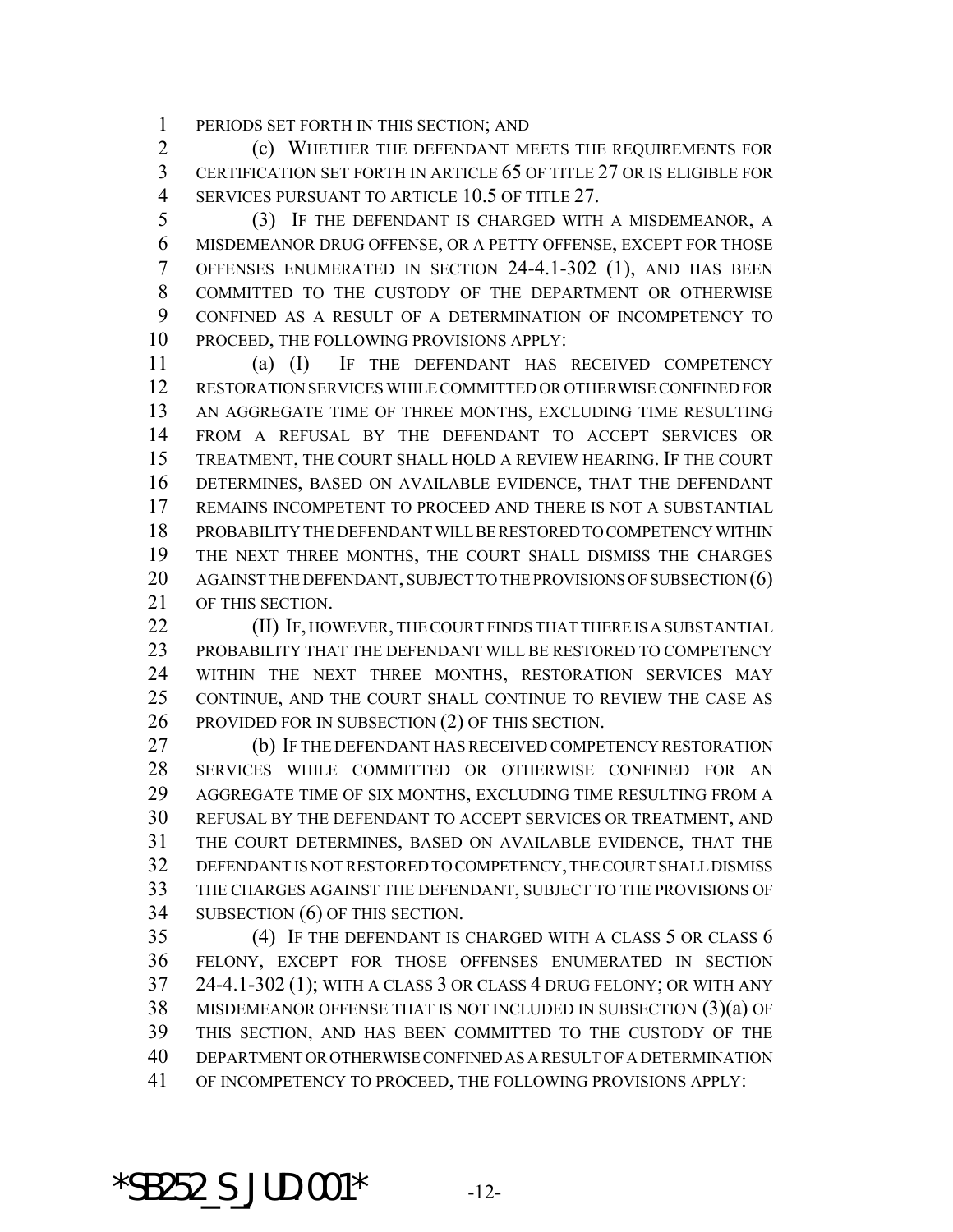PERIODS SET FORTH IN THIS SECTION; AND

(c) WHETHER THE DEFENDANT MEETS THE REQUIREMENTS FOR CERTIFICATION SET FORTH IN ARTICLE 65 OF TITLE 27 OR IS ELIGIBLE FOR SERVICES PURSUANT TO ARTICLE 10.5 OF TITLE 27.

(3) IF THE DEFENDANT IS CHARGED WITH A MISDEMEANOR, A MISDEMEANOR DRUG OFFENSE, OR A PETTY OFFENSE, EXCEPT FOR THOSE OFFENSES ENUMERATED IN SECTION 24-4.1-302 (1), AND HAS BEEN COMMITTED TO THE CUSTODY OF THE DEPARTMENT OR OTHERWISE CONFINED AS A RESULT OF A DETERMINATION OF INCOMPETENCY TO PROCEED, THE FOLLOWING PROVISIONS APPLY:

(a) (I) IF THE DEFENDANT HAS RECEIVED COMPETENCY RESTORATION SERVICES WHILE COMMITTED OR OTHERWISE CONFINED FOR AN AGGREGATE TIME OF THREE MONTHS, EXCLUDING TIME RESULTING FROM A REFUSAL BY THE DEFENDANT TO ACCEPT SERVICES OR TREATMENT, THE COURT SHALL HOLD A REVIEW HEARING. IF THE COURT DETERMINES, BASED ON AVAILABLE EVIDENCE, THAT THE DEFENDANT REMAINS INCOMPETENT TO PROCEED AND THERE IS NOT A SUBSTANTIAL PROBABILITY THE DEFENDANT WILL BE RESTORED TO COMPETENCY WITHIN THE NEXT THREE MONTHS, THE COURT SHALL DISMISS THE CHARGES AGAINST THE DEFENDANT, SUBJECT TO THE PROVISIONS OF SUBSECTION (6) OF THIS SECTION.

(II) IF, HOWEVER, THE COURT FINDS THAT THERE IS A SUBSTANTIAL PROBABILITY THAT THE DEFENDANT WILL BE RESTORED TO COMPETENCY WITHIN THE NEXT THREE MONTHS, RESTORATION SERVICES MAY CONTINUE, AND THE COURT SHALL CONTINUE TO REVIEW THE CASE AS PROVIDED FOR IN SUBSECTION (2) OF THIS SECTION.

(b) IF THE DEFENDANT HAS RECEIVED COMPETENCY RESTORATION SERVICES WHILE COMMITTED OR OTHERWISE CONFINED FOR AN AGGREGATE TIME OF SIX MONTHS, EXCLUDING TIME RESULTING FROM A REFUSAL BY THE DEFENDANT TO ACCEPT SERVICES OR TREATMENT, AND THE COURT DETERMINES, BASED ON AVAILABLE EVIDENCE, THAT THE DEFENDANT IS NOT RESTORED TO COMPETENCY, THE COURT SHALL DISMISS THE CHARGES AGAINST THE DEFENDANT, SUBJECT TO THE PROVISIONS OF SUBSECTION (6) OF THIS SECTION.

(4) IF THE DEFENDANT IS CHARGED WITH A CLASS 5 OR CLASS 6 FELONY, EXCEPT FOR THOSE OFFENSES ENUMERATED IN SECTION 24-4.1-302 (1); WITH A CLASS 3 OR CLASS 4 DRUG FELONY; OR WITH ANY MISDEMEANOR OFFENSE THAT IS NOT INCLUDED IN SUBSECTION (3)(a) OF THIS SECTION, AND HAS BEEN COMMITTED TO THE CUSTODY OF THE DEPARTMENT OR OTHERWISE CONFINED AS A RESULT OF A DETERMINATION OF INCOMPETENCY TO PROCEED, THE FOLLOWING PROVISIONS APPLY: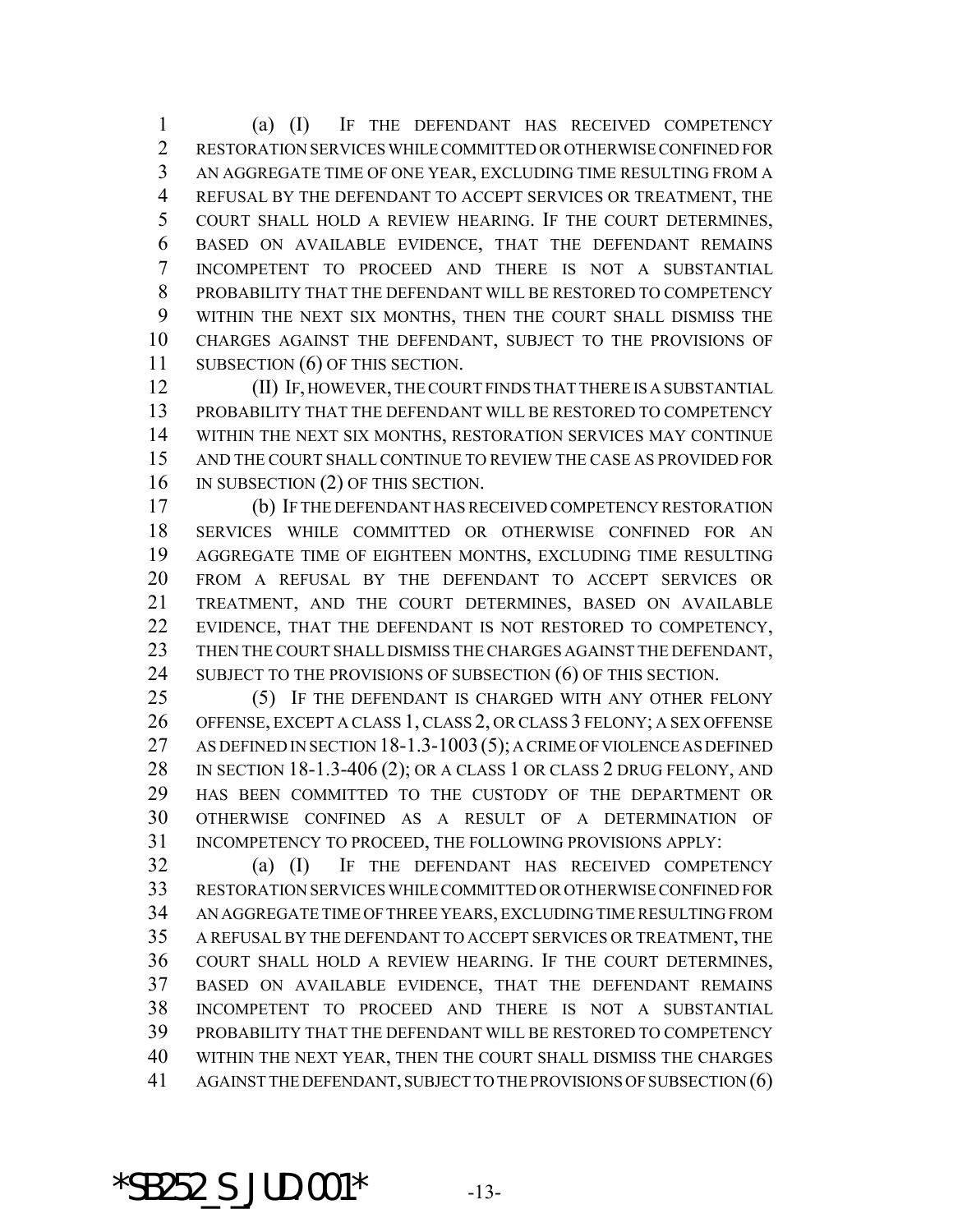(a) (I) IF THE DEFENDANT HAS RECEIVED COMPETENCY RESTORATION SERVICES WHILE COMMITTED OR OTHERWISE CONFINED FOR AN AGGREGATE TIME OF ONE YEAR, EXCLUDING TIME RESULTING FROM A REFUSAL BY THE DEFENDANT TO ACCEPT SERVICES OR TREATMENT, THE COURT SHALL HOLD A REVIEW HEARING. IF THE COURT DETERMINES, BASED ON AVAILABLE EVIDENCE, THAT THE DEFENDANT REMAINS INCOMPETENT TO PROCEED AND THERE IS NOT A SUBSTANTIAL PROBABILITY THAT THE DEFENDANT WILL BE RESTORED TO COMPETENCY WITHIN THE NEXT SIX MONTHS, THEN THE COURT SHALL DISMISS THE CHARGES AGAINST THE DEFENDANT, SUBJECT TO THE PROVISIONS OF SUBSECTION (6) OF THIS SECTION.

(II) IF, HOWEVER, THE COURT FINDS THAT THERE IS A SUBSTANTIAL PROBABILITY THAT THE DEFENDANT WILL BE RESTORED TO COMPETENCY WITHIN THE NEXT SIX MONTHS, RESTORATION SERVICES MAY CONTINUE AND THE COURT SHALL CONTINUE TO REVIEW THE CASE AS PROVIDED FOR IN SUBSECTION (2) OF THIS SECTION.

(b) IF THE DEFENDANT HAS RECEIVED COMPETENCY RESTORATION SERVICES WHILE COMMITTED OR OTHERWISE CONFINED FOR AN AGGREGATE TIME OF EIGHTEEN MONTHS, EXCLUDING TIME RESULTING FROM A REFUSAL BY THE DEFENDANT TO ACCEPT SERVICES OR TREATMENT, AND THE COURT DETERMINES, BASED ON AVAILABLE EVIDENCE, THAT THE DEFENDANT IS NOT RESTORED TO COMPETENCY, THEN THE COURT SHALL DISMISS THE CHARGES AGAINST THE DEFENDANT, SUBJECT TO THE PROVISIONS OF SUBSECTION (6) OF THIS SECTION.

(5) IF THE DEFENDANT IS CHARGED WITH ANY OTHER FELONY OFFENSE, EXCEPT A CLASS 1, CLASS 2, OR CLASS 3 FELONY; A SEX OFFENSE AS DEFINED IN SECTION 18-1.3-1003 (5); A CRIME OF VIOLENCE AS DEFINED IN SECTION 18-1.3-406 (2); OR A CLASS 1 OR CLASS 2 DRUG FELONY, AND HAS BEEN COMMITTED TO THE CUSTODY OF THE DEPARTMENT OR OTHERWISE CONFINED AS A RESULT OF A DETERMINATION OF INCOMPETENCY TO PROCEED, THE FOLLOWING PROVISIONS APPLY:

(a) (I) IF THE DEFENDANT HAS RECEIVED COMPETENCY RESTORATION SERVICES WHILE COMMITTED OR OTHERWISE CONFINED FOR AN AGGREGATE TIME OF THREE YEARS, EXCLUDING TIME RESULTING FROM A REFUSAL BY THE DEFENDANT TO ACCEPT SERVICES OR TREATMENT, THE COURT SHALL HOLD A REVIEW HEARING. IF THE COURT DETERMINES, BASED ON AVAILABLE EVIDENCE, THAT THE DEFENDANT REMAINS INCOMPETENT TO PROCEED AND THERE IS NOT A SUBSTANTIAL PROBABILITY THAT THE DEFENDANT WILL BE RESTORED TO COMPETENCY WITHIN THE NEXT YEAR, THEN THE COURT SHALL DISMISS THE CHARGES AGAINST THE DEFENDANT, SUBJECT TO THE PROVISIONS OF SUBSECTION (6)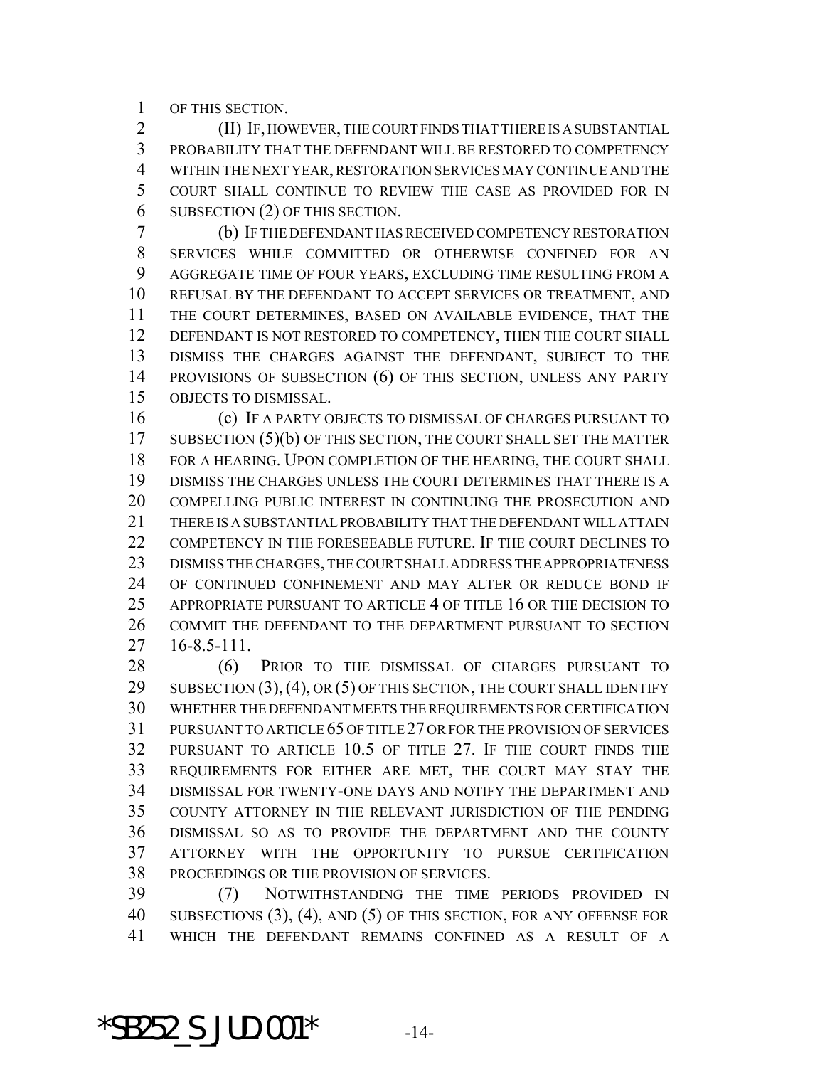OF THIS SECTION.

(II) IF, HOWEVER, THE COURT FINDS THAT THERE IS A SUBSTANTIAL PROBABILITY THAT THE DEFENDANT WILL BE RESTORED TO COMPETENCY WITHIN THE NEXT YEAR, RESTORATION SERVICES MAY CONTINUE AND THE COURT SHALL CONTINUE TO REVIEW THE CASE AS PROVIDED FOR IN SUBSECTION (2) OF THIS SECTION.

(b) IF THE DEFENDANT HAS RECEIVED COMPETENCY RESTORATION SERVICES WHILE COMMITTED OR OTHERWISE CONFINED FOR AN AGGREGATE TIME OF FOUR YEARS, EXCLUDING TIME RESULTING FROM A REFUSAL BY THE DEFENDANT TO ACCEPT SERVICES OR TREATMENT, AND THE COURT DETERMINES, BASED ON AVAILABLE EVIDENCE, THAT THE DEFENDANT IS NOT RESTORED TO COMPETENCY, THEN THE COURT SHALL DISMISS THE CHARGES AGAINST THE DEFENDANT, SUBJECT TO THE PROVISIONS OF SUBSECTION (6) OF THIS SECTION, UNLESS ANY PARTY OBJECTS TO DISMISSAL.

(c) IF A PARTY OBJECTS TO DISMISSAL OF CHARGES PURSUANT TO SUBSECTION (5)(b) OF THIS SECTION, THE COURT SHALL SET THE MATTER FOR A HEARING. UPON COMPLETION OF THE HEARING, THE COURT SHALL DISMISS THE CHARGES UNLESS THE COURT DETERMINES THAT THERE IS A COMPELLING PUBLIC INTEREST IN CONTINUING THE PROSECUTION AND THERE IS A SUBSTANTIAL PROBABILITY THAT THE DEFENDANT WILL ATTAIN COMPETENCY IN THE FORESEEABLE FUTURE. IF THE COURT DECLINES TO DISMISS THE CHARGES, THE COURT SHALL ADDRESS THE APPROPRIATENESS OF CONTINUED CONFINEMENT AND MAY ALTER OR REDUCE BOND IF APPROPRIATE PURSUANT TO ARTICLE 4 OF TITLE 16 OR THE DECISION TO COMMIT THE DEFENDANT TO THE DEPARTMENT PURSUANT TO SECTION 16-8.5-111.

(6) PRIOR TO THE DISMISSAL OF CHARGES PURSUANT TO SUBSECTION (3), (4), OR (5) OF THIS SECTION, THE COURT SHALL IDENTIFY WHETHER THE DEFENDANT MEETS THE REQUIREMENTS FOR CERTIFICATION PURSUANT TO ARTICLE 65 OF TITLE 27 OR FOR THE PROVISION OF SERVICES PURSUANT TO ARTICLE 10.5 OF TITLE 27. IF THE COURT FINDS THE REQUIREMENTS FOR EITHER ARE MET, THE COURT MAY STAY THE DISMISSAL FOR TWENTY-ONE DAYS AND NOTIFY THE DEPARTMENT AND COUNTY ATTORNEY IN THE RELEVANT JURISDICTION OF THE PENDING DISMISSAL SO AS TO PROVIDE THE DEPARTMENT AND THE COUNTY ATTORNEY WITH THE OPPORTUNITY TO PURSUE CERTIFICATION PROCEEDINGS OR THE PROVISION OF SERVICES.

(7) NOTWITHSTANDING THE TIME PERIODS PROVIDED IN SUBSECTIONS (3), (4), AND (5) OF THIS SECTION, FOR ANY OFFENSE FOR WHICH THE DEFENDANT REMAINS CONFINED AS A RESULT OF A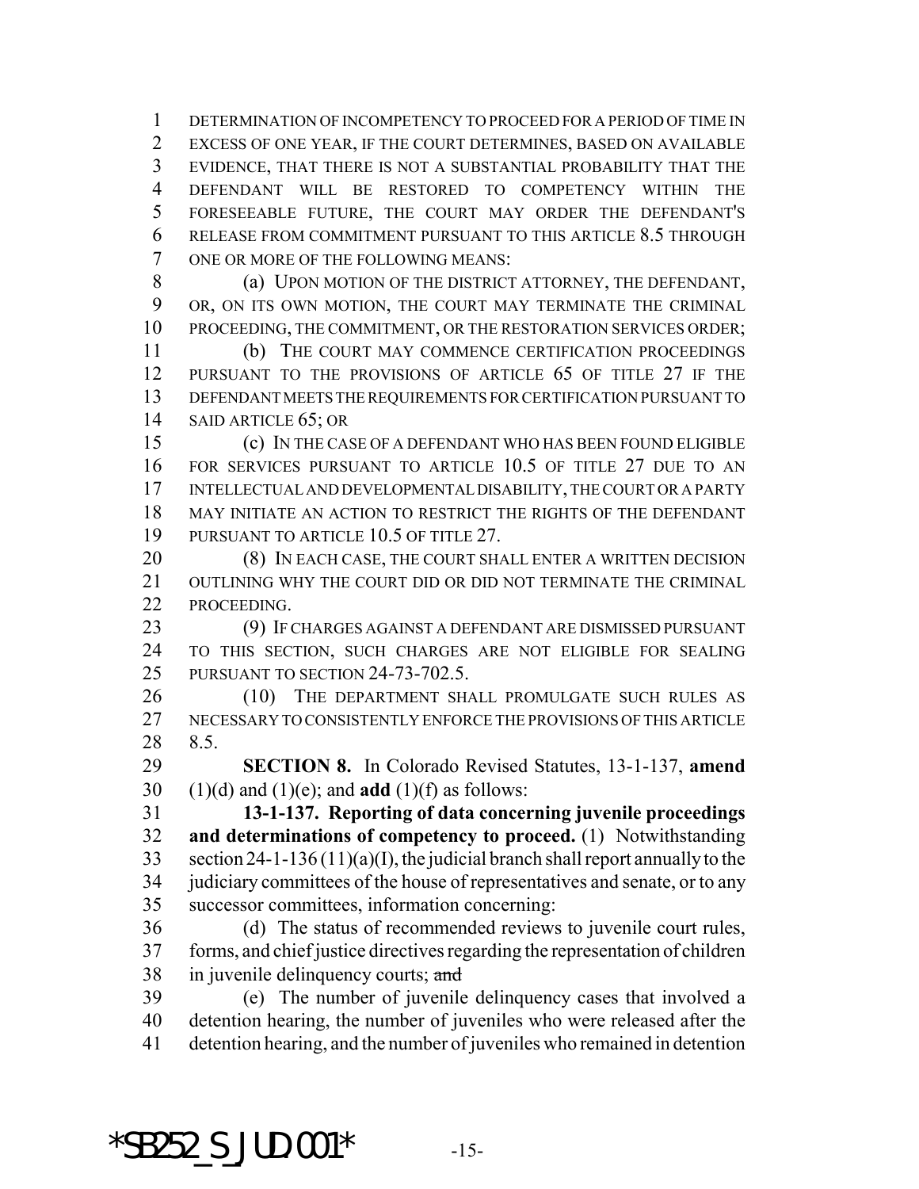DETERMINATION OF INCOMPETENCY TO PROCEED FOR A PERIOD OF TIME IN EXCESS OF ONE YEAR, IF THE COURT DETERMINES, BASED ON AVAILABLE EVIDENCE, THAT THERE IS NOT A SUBSTANTIAL PROBABILITY THAT THE DEFENDANT WILL BE RESTORED TO COMPETENCY WITHIN THE FORESEEABLE FUTURE, THE COURT MAY ORDER THE DEFENDANT'S RELEASE FROM COMMITMENT PURSUANT TO THIS ARTICLE 8.5 THROUGH ONE OR MORE OF THE FOLLOWING MEANS:

(a) UPON MOTION OF THE DISTRICT ATTORNEY, THE DEFENDANT, OR, ON ITS OWN MOTION, THE COURT MAY TERMINATE THE CRIMINAL PROCEEDING, THE COMMITMENT, OR THE RESTORATION SERVICES ORDER;

(b) THE COURT MAY COMMENCE CERTIFICATION PROCEEDINGS PURSUANT TO THE PROVISIONS OF ARTICLE 65 OF TITLE 27 IF THE DEFENDANT MEETS THE REQUIREMENTS FOR CERTIFICATION PURSUANT TO SAID ARTICLE 65; OR

(c) IN THE CASE OF A DEFENDANT WHO HAS BEEN FOUND ELIGIBLE FOR SERVICES PURSUANT TO ARTICLE 10.5 OF TITLE 27 DUE TO AN INTELLECTUAL AND DEVELOPMENTAL DISABILITY, THE COURT OR A PARTY MAY INITIATE AN ACTION TO RESTRICT THE RIGHTS OF THE DEFENDANT PURSUANT TO ARTICLE 10.5 OF TITLE 27.

(8) IN EACH CASE, THE COURT SHALL ENTER A WRITTEN DECISION OUTLINING WHY THE COURT DID OR DID NOT TERMINATE THE CRIMINAL PROCEEDING.

(9) IF CHARGES AGAINST A DEFENDANT ARE DISMISSED PURSUANT TO THIS SECTION, SUCH CHARGES ARE NOT ELIGIBLE FOR SEALING PURSUANT TO SECTION 24-73-702.5.

(10) THE DEPARTMENT SHALL PROMULGATE SUCH RULES AS NECESSARY TO CONSISTENTLY ENFORCE THE PROVISIONS OF THIS ARTICLE 8.5.

**SECTION 8.** In Colorado Revised Statutes, 13-1-137, **amend** (1)(d) and (1)(e); and **add** (1)(f) as follows:

**13-1-137. Reporting of data concerning juvenile proceedings and determinations of competency to proceed.** (1) Notwithstanding section 24-1-136 (11)(a)(I), the judicial branch shall report annually to the judiciary committees of the house of representatives and senate, or to any successor committees, information concerning:

(d) The status of recommended reviews to juvenile court rules, forms, and chief justice directives regarding the representation of children in juvenile delinquency courts; ~~and~~

(e) The number of juvenile delinquency cases that involved a detention hearing, the number of juveniles who were released after the detention hearing, and the number of juveniles who remained in detention

*SB252_S_JUD.001*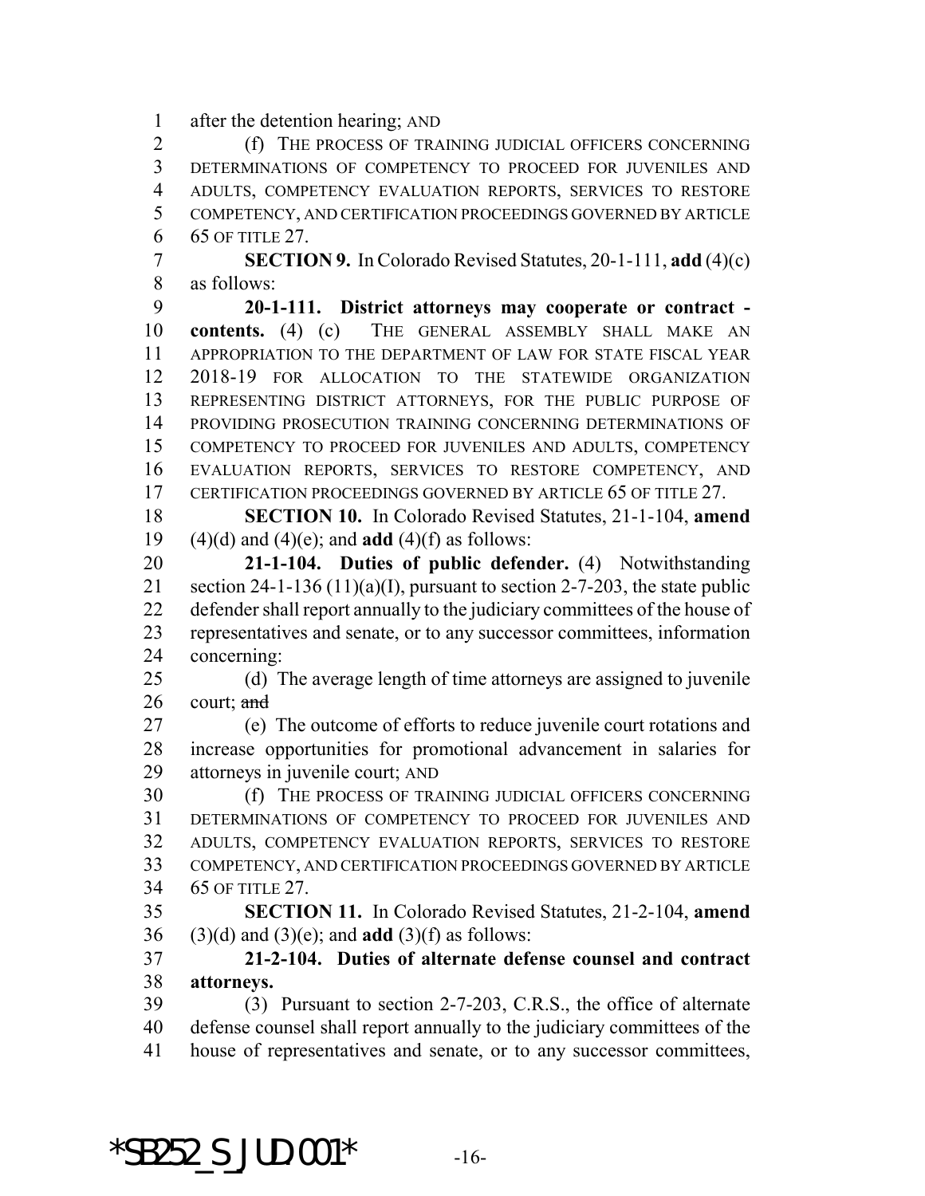after the detention hearing; AND

(f) THE PROCESS OF TRAINING JUDICIAL OFFICERS CONCERNING DETERMINATIONS OF COMPETENCY TO PROCEED FOR JUVENILES AND ADULTS, COMPETENCY EVALUATION REPORTS, SERVICES TO RESTORE COMPETENCY, AND CERTIFICATION PROCEEDINGS GOVERNED BY ARTICLE 65 OF TITLE 27.

**SECTION 9.** In Colorado Revised Statutes, 20-1-111, **add** (4)(c) as follows:

**20-1-111. District attorneys may cooperate or contract - contents.** (4) (c) THE GENERAL ASSEMBLY SHALL MAKE AN APPROPRIATION TO THE DEPARTMENT OF LAW FOR STATE FISCAL YEAR 2018-19 FOR ALLOCATION TO THE STATEWIDE ORGANIZATION REPRESENTING DISTRICT ATTORNEYS, FOR THE PUBLIC PURPOSE OF PROVIDING PROSECUTION TRAINING CONCERNING DETERMINATIONS OF COMPETENCY TO PROCEED FOR JUVENILES AND ADULTS, COMPETENCY EVALUATION REPORTS, SERVICES TO RESTORE COMPETENCY, AND CERTIFICATION PROCEEDINGS GOVERNED BY ARTICLE 65 OF TITLE 27.

**SECTION 10.** In Colorado Revised Statutes, 21-1-104, **amend** (4)(d) and (4)(e); and **add** (4)(f) as follows:

**21-1-104. Duties of public defender.** (4) Notwithstanding section 24-1-136 (11)(a)(I), pursuant to section 2-7-203, the state public defender shall report annually to the judiciary committees of the house of representatives and senate, or to any successor committees, information concerning:

(d) The average length of time attorneys are assigned to juvenile court; ~~and~~

(e) The outcome of efforts to reduce juvenile court rotations and increase opportunities for promotional advancement in salaries for attorneys in juvenile court; AND

(f) THE PROCESS OF TRAINING JUDICIAL OFFICERS CONCERNING DETERMINATIONS OF COMPETENCY TO PROCEED FOR JUVENILES AND ADULTS, COMPETENCY EVALUATION REPORTS, SERVICES TO RESTORE COMPETENCY, AND CERTIFICATION PROCEEDINGS GOVERNED BY ARTICLE 65 OF TITLE 27.

**SECTION 11.** In Colorado Revised Statutes, 21-2-104, **amend** (3)(d) and (3)(e); and **add** (3)(f) as follows:

**21-2-104. Duties of alternate defense counsel and contract attorneys.**

(3) Pursuant to section 2-7-203, C.R.S., the office of alternate defense counsel shall report annually to the judiciary committees of the house of representatives and senate, or to any successor committees,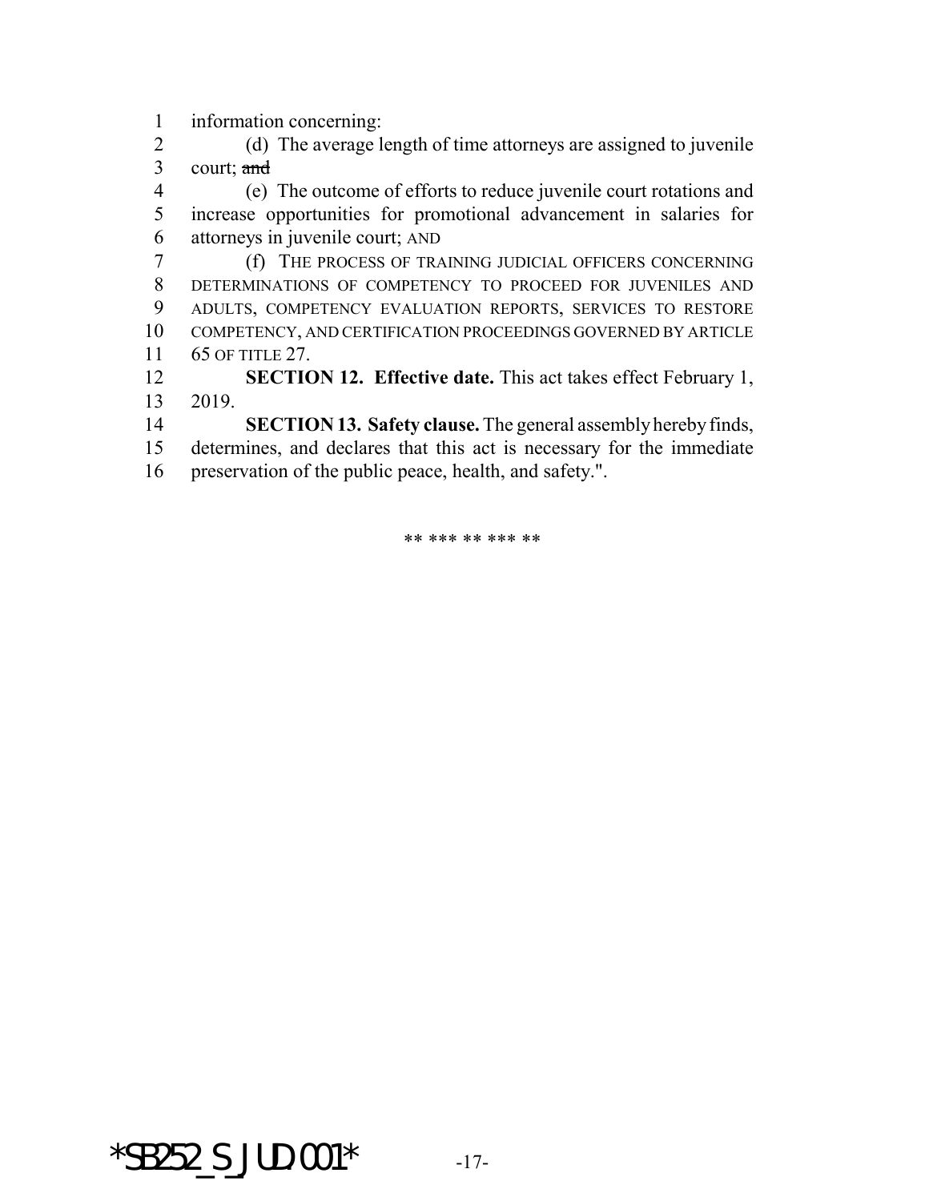information concerning:

(d) The average length of time attorneys are assigned to juvenile court; ~~and~~

(e) The outcome of efforts to reduce juvenile court rotations and increase opportunities for promotional advancement in salaries for attorneys in juvenile court; AND

(f) THE PROCESS OF TRAINING JUDICIAL OFFICERS CONCERNING DETERMINATIONS OF COMPETENCY TO PROCEED FOR JUVENILES AND ADULTS, COMPETENCY EVALUATION REPORTS, SERVICES TO RESTORE COMPETENCY, AND CERTIFICATION PROCEEDINGS GOVERNED BY ARTICLE 65 OF TITLE 27.

**SECTION 12. Effective date.** This act takes effect February 1, 2019.

**SECTION 13. Safety clause.** The general assembly hereby finds, determines, and declares that this act is necessary for the immediate preservation of the public peace, health, and safety.".

** *** ** *** **

*SB252_S_JUD.001*